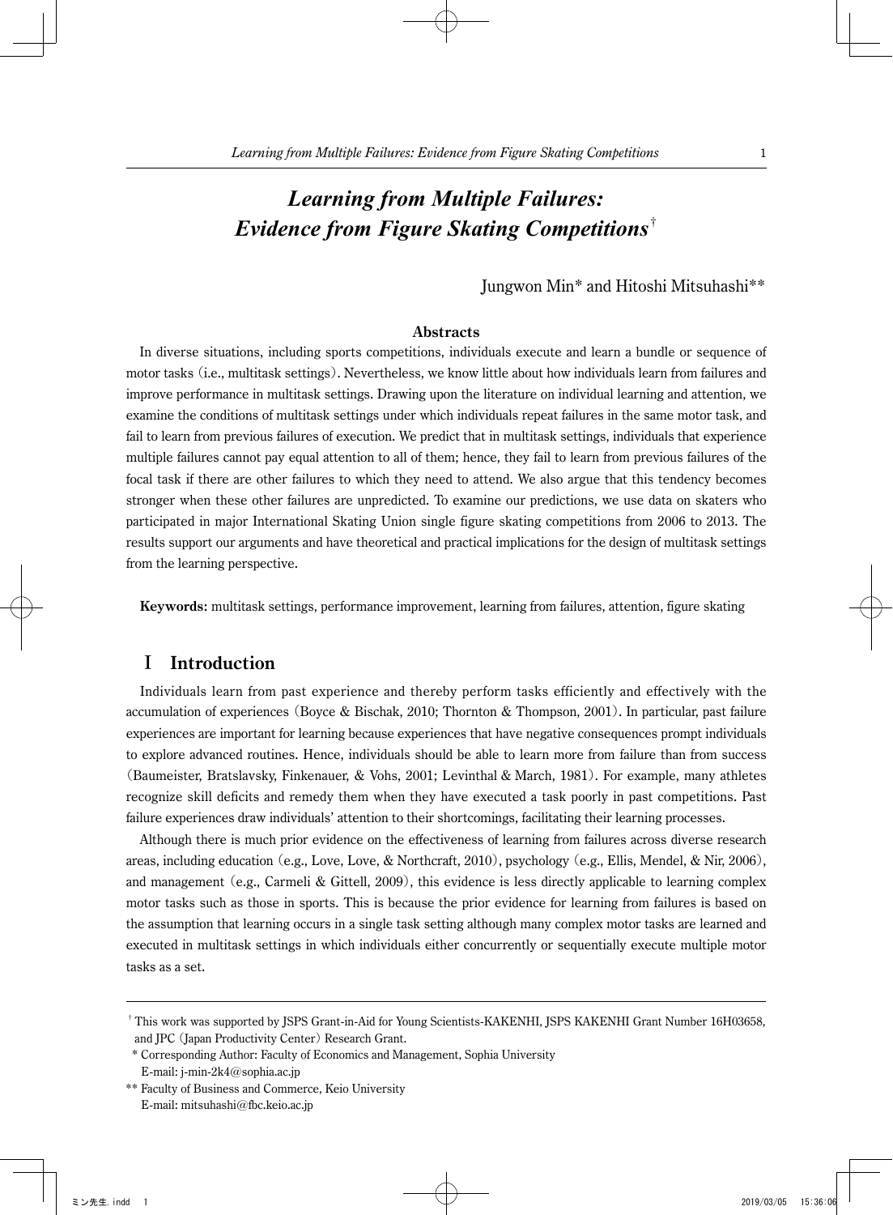# *Learning from Multiple Failures: Evidence from Figure Skating Competitions*[†]

Jungwon Min* and Hitoshi Mitsuhashi**

### Abstracts

In diverse situations, including sports competitions, individuals execute and learn a bundle or sequence of motor tasks (i.e., multitask settings). Nevertheless, we know little about how individuals learn from failures and improve performance in multitask settings. Drawing upon the literature on individual learning and attention, we examine the conditions of multitask settings under which individuals repeat failures in the same motor task, and fail to learn from previous failures of execution. We predict that in multitask settings, individuals that experience multiple failures cannot pay equal attention to all of them; hence, they fail to learn from previous failures of the focal task if there are other failures to which they need to attend. We also argue that this tendency becomes stronger when these other failures are unpredicted. To examine our predictions, we use data on skaters who participated in major International Skating Union single figure skating competitions from 2006 to 2013. The results support our arguments and have theoretical and practical implications for the design of multitask settings from the learning perspective.

**Keywords:** multitask settings, performance improvement, learning from failures, attention, figure skating

## Ⅰ Introduction

Individuals learn from past experience and thereby perform tasks efficiently and effectively with the accumulation of experiences (Boyce & Bischak, 2010; Thornton & Thompson, 2001). In particular, past failure experiences are important for learning because experiences that have negative consequences prompt individuals to explore advanced routines. Hence, individuals should be able to learn more from failure than from success (Baumeister, Bratslavsky, Finkenauer, & Vohs, 2001; Levinthal & March, 1981). For example, many athletes recognize skill deficits and remedy them when they have executed a task poorly in past competitions. Past failure experiences draw individuals' attention to their shortcomings, facilitating their learning processes.

Although there is much prior evidence on the effectiveness of learning from failures across diverse research areas, including education (e.g., Love, Love, & Northcraft, 2010), psychology (e.g., Ellis, Mendel, & Nir, 2006), and management (e.g., Carmeli & Gittell, 2009), this evidence is less directly applicable to learning complex motor tasks such as those in sports. This is because the prior evidence for learning from failures is based on the assumption that learning occurs in a single task setting although many complex motor tasks are learned and executed in multitask settings in which individuals either concurrently or sequentially execute multiple motor tasks as a set.

---

[†] This work was supported by JSPS Grant-in-Aid for Young Scientists-KAKENHI, JSPS KAKENHI Grant Number 16H03658, and JPC (Japan Productivity Center) Research Grant.

\* Corresponding Author: Faculty of Economics and Management, Sophia University
E-mail: j-min-2k4@sophia.ac.jp

\** Faculty of Business and Commerce, Keio University
E-mail: mitsuhashi@fbc.keio.ac.jp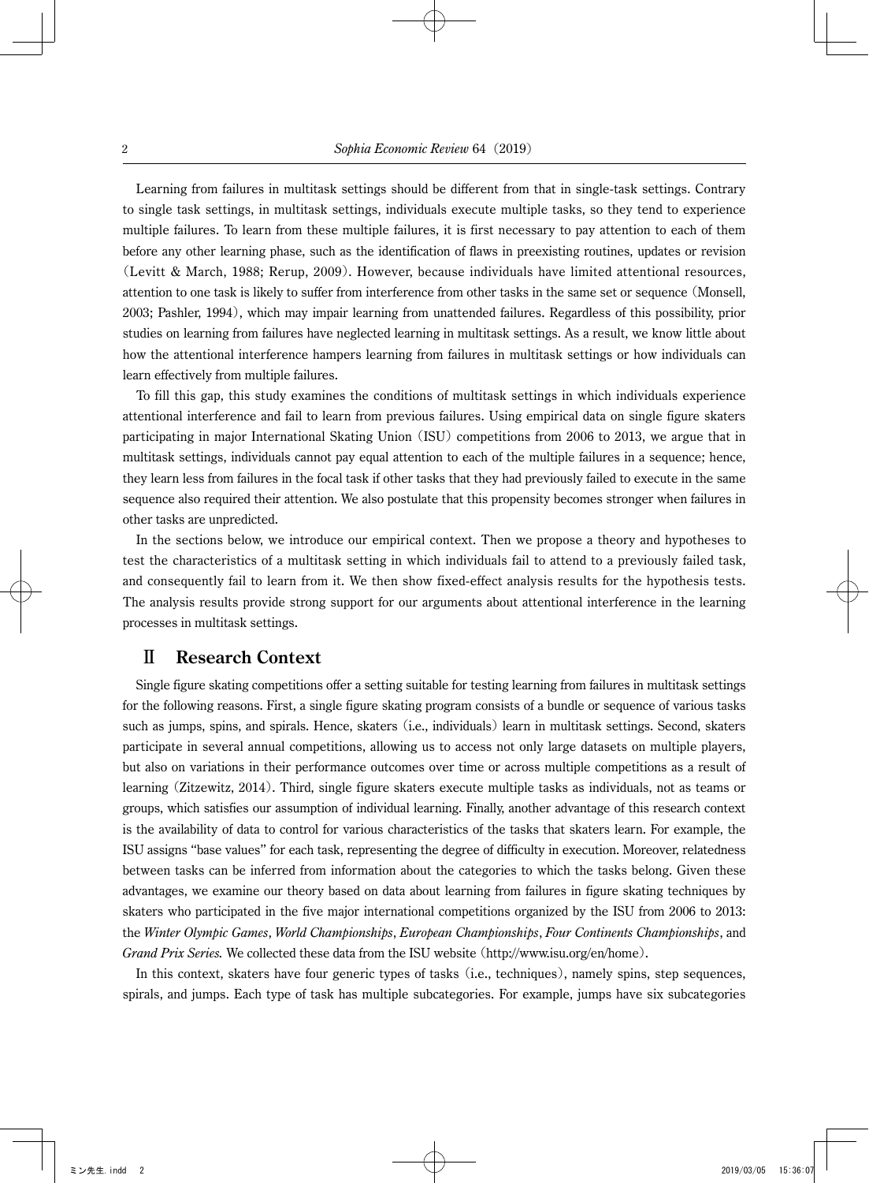Learning from failures in multitask settings should be different from that in single-task settings. Contrary to single task settings, in multitask settings, individuals execute multiple tasks, so they tend to experience multiple failures. To learn from these multiple failures, it is first necessary to pay attention to each of them before any other learning phase, such as the identification of flaws in preexisting routines, updates or revision (Levitt & March, 1988; Rerup, 2009). However, because individuals have limited attentional resources, attention to one task is likely to suffer from interference from other tasks in the same set or sequence (Monsell, 2003; Pashler, 1994), which may impair learning from unattended failures. Regardless of this possibility, prior studies on learning from failures have neglected learning in multitask settings. As a result, we know little about how the attentional interference hampers learning from failures in multitask settings or how individuals can learn effectively from multiple failures.

To fill this gap, this study examines the conditions of multitask settings in which individuals experience attentional interference and fail to learn from previous failures. Using empirical data on single figure skaters participating in major International Skating Union (ISU) competitions from 2006 to 2013, we argue that in multitask settings, individuals cannot pay equal attention to each of the multiple failures in a sequence; hence, they learn less from failures in the focal task if other tasks that they had previously failed to execute in the same sequence also required their attention. We also postulate that this propensity becomes stronger when failures in other tasks are unpredicted.

In the sections below, we introduce our empirical context. Then we propose a theory and hypotheses to test the characteristics of a multitask setting in which individuals fail to attend to a previously failed task, and consequently fail to learn from it. We then show fixed-effect analysis results for the hypothesis tests. The analysis results provide strong support for our arguments about attentional interference in the learning processes in multitask settings.

## Ⅱ　Research Context

Single figure skating competitions offer a setting suitable for testing learning from failures in multitask settings for the following reasons. First, a single figure skating program consists of a bundle or sequence of various tasks such as jumps, spins, and spirals. Hence, skaters (i.e., individuals) learn in multitask settings. Second, skaters participate in several annual competitions, allowing us to access not only large datasets on multiple players, but also on variations in their performance outcomes over time or across multiple competitions as a result of learning (Zitzewitz, 2014). Third, single figure skaters execute multiple tasks as individuals, not as teams or groups, which satisfies our assumption of individual learning. Finally, another advantage of this research context is the availability of data to control for various characteristics of the tasks that skaters learn. For example, the ISU assigns "base values" for each task, representing the degree of difficulty in execution. Moreover, relatedness between tasks can be inferred from information about the categories to which the tasks belong. Given these advantages, we examine our theory based on data about learning from failures in figure skating techniques by skaters who participated in the five major international competitions organized by the ISU from 2006 to 2013: the *Winter Olympic Games*, *World Championships*, *European Championships*, *Four Continents Championships*, and *Grand Prix Series*. We collected these data from the ISU website (http://www.isu.org/en/home).

In this context, skaters have four generic types of tasks (i.e., techniques), namely spins, step sequences, spirals, and jumps. Each type of task has multiple subcategories. For example, jumps have six subcategories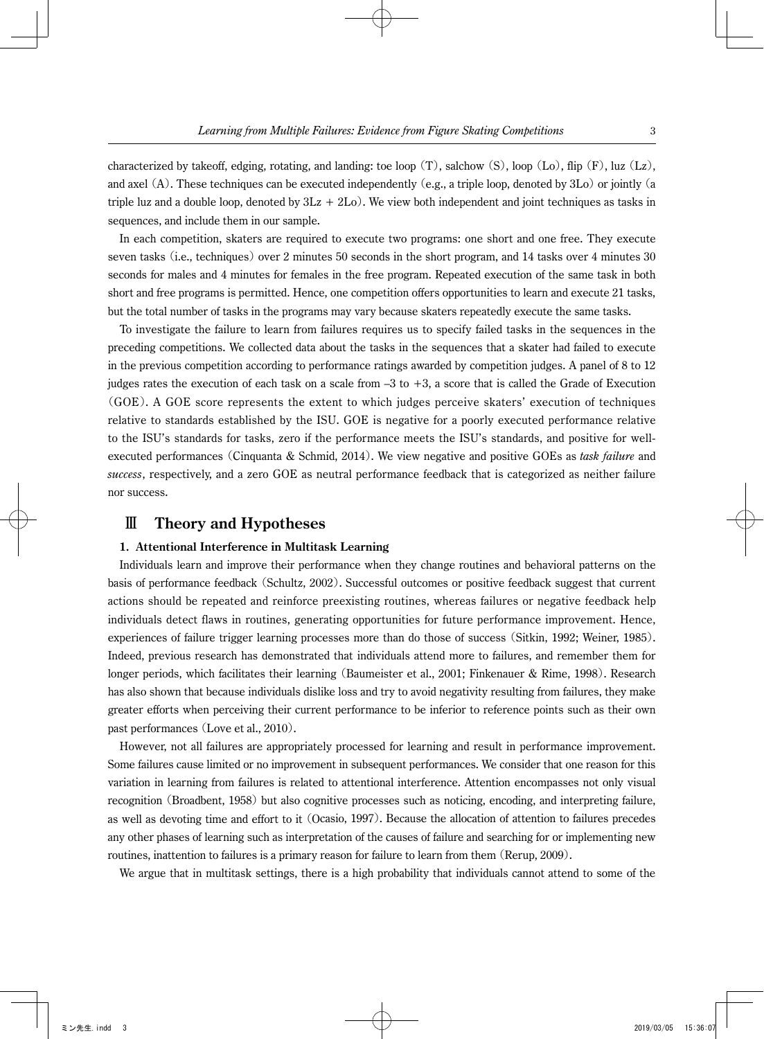characterized by takeoff, edging, rotating, and landing: toe loop (T), salchow (S), loop (Lo), flip (F), luz (Lz), and axel (A). These techniques can be executed independently (e.g., a triple loop, denoted by 3Lo) or jointly (a triple luz and a double loop, denoted by 3Lz + 2Lo). We view both independent and joint techniques as tasks in sequences, and include them in our sample.

In each competition, skaters are required to execute two programs: one short and one free. They execute seven tasks (i.e., techniques) over 2 minutes 50 seconds in the short program, and 14 tasks over 4 minutes 30 seconds for males and 4 minutes for females in the free program. Repeated execution of the same task in both short and free programs is permitted. Hence, one competition offers opportunities to learn and execute 21 tasks, but the total number of tasks in the programs may vary because skaters repeatedly execute the same tasks.

To investigate the failure to learn from failures requires us to specify failed tasks in the sequences in the preceding competitions. We collected data about the tasks in the sequences that a skater had failed to execute in the previous competition according to performance ratings awarded by competition judges. A panel of 8 to 12 judges rates the execution of each task on a scale from –3 to +3, a score that is called the Grade of Execution (GOE). A GOE score represents the extent to which judges perceive skaters' execution of techniques relative to standards established by the ISU. GOE is negative for a poorly executed performance relative to the ISU's standards for tasks, zero if the performance meets the ISU's standards, and positive for well-executed performances (Cinquanta & Schmid, 2014). We view negative and positive GOEs as *task failure* and *success*, respectively, and a zero GOE as neutral performance feedback that is categorized as neither failure nor success.

## Ⅲ　Theory and Hypotheses

### 1. Attentional Interference in Multitask Learning

Individuals learn and improve their performance when they change routines and behavioral patterns on the basis of performance feedback (Schultz, 2002). Successful outcomes or positive feedback suggest that current actions should be repeated and reinforce preexisting routines, whereas failures or negative feedback help individuals detect flaws in routines, generating opportunities for future performance improvement. Hence, experiences of failure trigger learning processes more than do those of success (Sitkin, 1992; Weiner, 1985). Indeed, previous research has demonstrated that individuals attend more to failures, and remember them for longer periods, which facilitates their learning (Baumeister et al., 2001; Finkenauer & Rime, 1998). Research has also shown that because individuals dislike loss and try to avoid negativity resulting from failures, they make greater efforts when perceiving their current performance to be inferior to reference points such as their own past performances (Love et al., 2010).

However, not all failures are appropriately processed for learning and result in performance improvement. Some failures cause limited or no improvement in subsequent performances. We consider that one reason for this variation in learning from failures is related to attentional interference. Attention encompasses not only visual recognition (Broadbent, 1958) but also cognitive processes such as noticing, encoding, and interpreting failure, as well as devoting time and effort to it (Ocasio, 1997). Because the allocation of attention to failures precedes any other phases of learning such as interpretation of the causes of failure and searching for or implementing new routines, inattention to failures is a primary reason for failure to learn from them (Rerup, 2009).

We argue that in multitask settings, there is a high probability that individuals cannot attend to some of the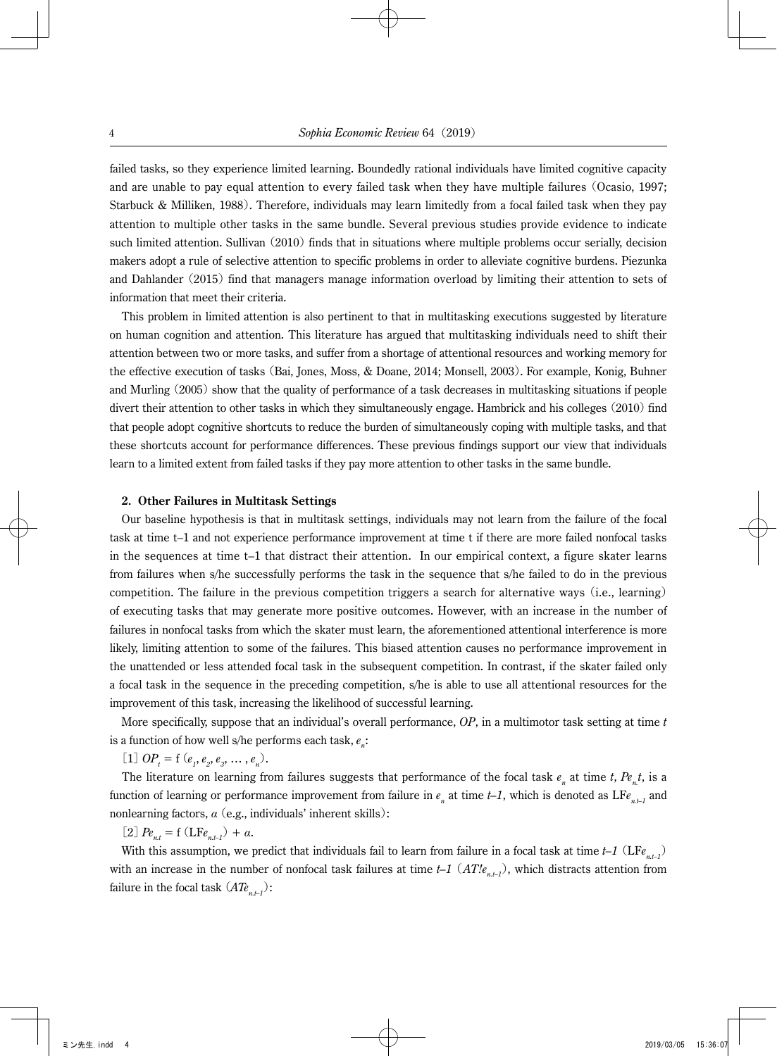failed tasks, so they experience limited learning. Boundedly rational individuals have limited cognitive capacity and are unable to pay equal attention to every failed task when they have multiple failures (Ocasio, 1997; Starbuck & Milliken, 1988). Therefore, individuals may learn limitedly from a focal failed task when they pay attention to multiple other tasks in the same bundle. Several previous studies provide evidence to indicate such limited attention. Sullivan (2010) finds that in situations where multiple problems occur serially, decision makers adopt a rule of selective attention to specific problems in order to alleviate cognitive burdens. Piezunka and Dahlander (2015) find that managers manage information overload by limiting their attention to sets of information that meet their criteria.

This problem in limited attention is also pertinent to that in multitasking executions suggested by literature on human cognition and attention. This literature has argued that multitasking individuals need to shift their attention between two or more tasks, and suffer from a shortage of attentional resources and working memory for the effective execution of tasks (Bai, Jones, Moss, & Doane, 2014; Monsell, 2003). For example, Konig, Buhner and Murling (2005) show that the quality of performance of a task decreases in multitasking situations if people divert their attention to other tasks in which they simultaneously engage. Hambrick and his colleges (2010) find that people adopt cognitive shortcuts to reduce the burden of simultaneously coping with multiple tasks, and that these shortcuts account for performance differences. These previous findings support our view that individuals learn to a limited extent from failed tasks if they pay more attention to other tasks in the same bundle.

### 2. Other Failures in Multitask Settings

Our baseline hypothesis is that in multitask settings, individuals may not learn from the failure of the focal task at time t–1 and not experience performance improvement at time t if there are more failed nonfocal tasks in the sequences at time t–1 that distract their attention. In our empirical context, a figure skater learns from failures when s/he successfully performs the task in the sequence that s/he failed to do in the previous competition. The failure in the previous competition triggers a search for alternative ways (i.e., learning) of executing tasks that may generate more positive outcomes. However, with an increase in the number of failures in nonfocal tasks from which the skater must learn, the aforementioned attentional interference is more likely, limiting attention to some of the failures. This biased attention causes no performance improvement in the unattended or less attended focal task in the subsequent competition. In contrast, if the skater failed only a focal task in the sequence in the preceding competition, s/he is able to use all attentional resources for the improvement of this task, increasing the likelihood of successful learning.

More specifically, suppose that an individual's overall performance, *OP*, in a multimotor task setting at time *t* is a function of how well s/he performs each task, $e_n$:

[1] $OP_t = f(e_1, e_2, e_3, \ldots, e_n)$.

The literature on learning from failures suggests that performance of the focal task $e_n$ at time *t*, $Pe_{n,t}$, is a function of learning or performance improvement from failure in $e_n$ at time *t–1*, which is denoted as $\mathrm{LF}e_{n,t-1}$ and nonlearning factors, $\alpha$ (e.g., individuals' inherent skills):

[2] $Pe_{n,t} = f(\mathrm{LF}e_{n,t-1}) + \alpha$.

With this assumption, we predict that individuals fail to learn from failure in a focal task at time *t–1* ($\mathrm{LF}e_{n,t-1}$) with an increase in the number of nonfocal task failures at time *t–1* ($AT!e_{n,t-1}$), which distracts attention from failure in the focal task ($ATe_{n,t-1}$):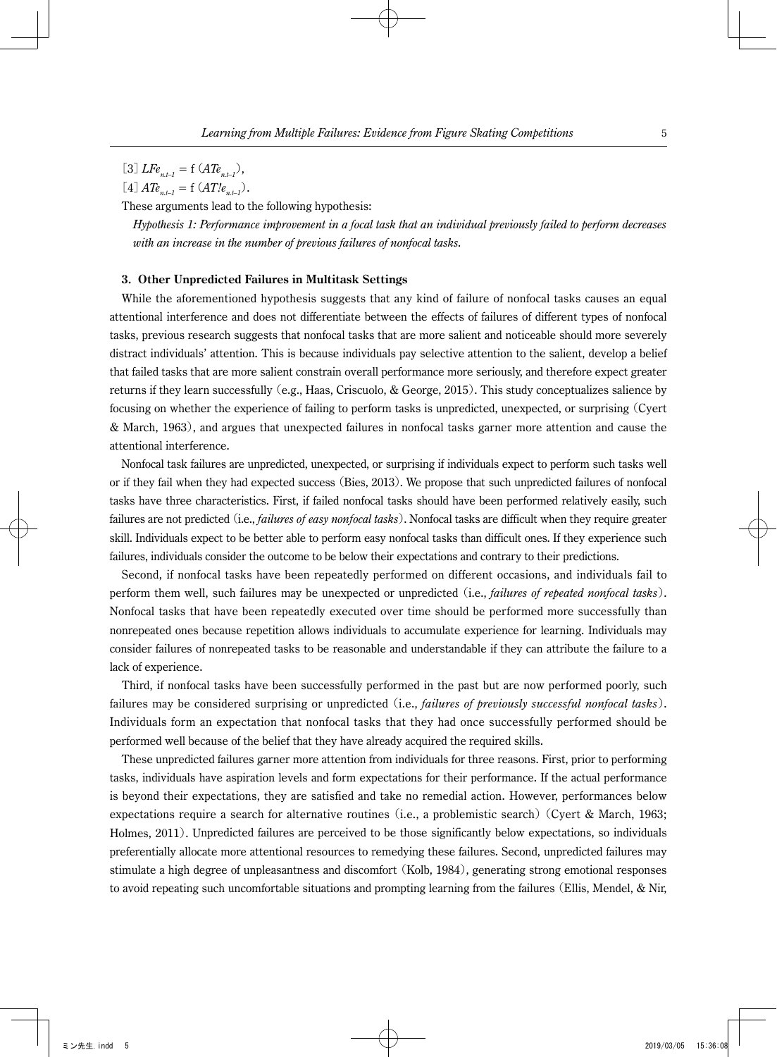[3] $LFe_{n,t-1} = \mathrm{f}\ (ATe_{n,t-1})$,

[4] $ATe_{n,t-1} = \mathrm{f}\ (AT!e_{n,t-1})$.

These arguments lead to the following hypothesis:

*Hypothesis 1: Performance improvement in a focal task that an individual previously failed to perform decreases with an increase in the number of previous failures of nonfocal tasks.*

### 3. Other Unpredicted Failures in Multitask Settings

While the aforementioned hypothesis suggests that any kind of failure of nonfocal tasks causes an equal attentional interference and does not differentiate between the effects of failures of different types of nonfocal tasks, previous research suggests that nonfocal tasks that are more salient and noticeable should more severely distract individuals' attention. This is because individuals pay selective attention to the salient, develop a belief that failed tasks that are more salient constrain overall performance more seriously, and therefore expect greater returns if they learn successfully (e.g., Haas, Criscuolo, & George, 2015). This study conceptualizes salience by focusing on whether the experience of failing to perform tasks is unpredicted, unexpected, or surprising (Cyert & March, 1963), and argues that unexpected failures in nonfocal tasks garner more attention and cause the attentional interference.

Nonfocal task failures are unpredicted, unexpected, or surprising if individuals expect to perform such tasks well or if they fail when they had expected success (Bies, 2013). We propose that such unpredicted failures of nonfocal tasks have three characteristics. First, if failed nonfocal tasks should have been performed relatively easily, such failures are not predicted (i.e., *failures of easy nonfocal tasks*). Nonfocal tasks are difficult when they require greater skill. Individuals expect to be better able to perform easy nonfocal tasks than difficult ones. If they experience such failures, individuals consider the outcome to be below their expectations and contrary to their predictions.

Second, if nonfocal tasks have been repeatedly performed on different occasions, and individuals fail to perform them well, such failures may be unexpected or unpredicted (i.e., *failures of repeated nonfocal tasks*). Nonfocal tasks that have been repeatedly executed over time should be performed more successfully than nonrepeated ones because repetition allows individuals to accumulate experience for learning. Individuals may consider failures of nonrepeated tasks to be reasonable and understandable if they can attribute the failure to a lack of experience.

Third, if nonfocal tasks have been successfully performed in the past but are now performed poorly, such failures may be considered surprising or unpredicted (i.e., *failures of previously successful nonfocal tasks*). Individuals form an expectation that nonfocal tasks that they had once successfully performed should be performed well because of the belief that they have already acquired the required skills.

These unpredicted failures garner more attention from individuals for three reasons. First, prior to performing tasks, individuals have aspiration levels and form expectations for their performance. If the actual performance is beyond their expectations, they are satisfied and take no remedial action. However, performances below expectations require a search for alternative routines (i.e., a problemistic search) (Cyert & March, 1963; Holmes, 2011). Unpredicted failures are perceived to be those significantly below expectations, so individuals preferentially allocate more attentional resources to remedying these failures. Second, unpredicted failures may stimulate a high degree of unpleasantness and discomfort (Kolb, 1984), generating strong emotional responses to avoid repeating such uncomfortable situations and prompting learning from the failures (Ellis, Mendel, & Nir,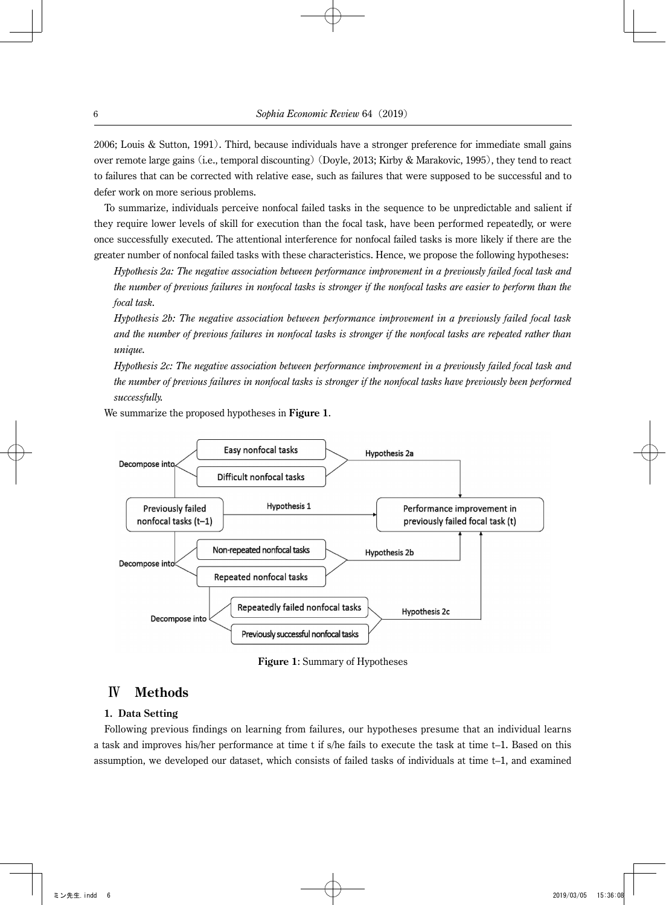2006; Louis & Sutton, 1991). Third, because individuals have a stronger preference for immediate small gains over remote large gains (i.e., temporal discounting) (Doyle, 2013; Kirby & Marakovic, 1995), they tend to react to failures that can be corrected with relative ease, such as failures that were supposed to be successful and to defer work on more serious problems.

To summarize, individuals perceive nonfocal failed tasks in the sequence to be unpredictable and salient if they require lower levels of skill for execution than the focal task, have been performed repeatedly, or were once successfully executed. The attentional interference for nonfocal failed tasks is more likely if there are the greater number of nonfocal failed tasks with these characteristics. Hence, we propose the following hypotheses:

*Hypothesis 2a: The negative association between performance improvement in a previously failed focal task and the number of previous failures in nonfocal tasks is stronger if the nonfocal tasks are easier to perform than the focal task.*

*Hypothesis 2b: The negative association between performance improvement in a previously failed focal task and the number of previous failures in nonfocal tasks is stronger if the nonfocal tasks are repeated rather than unique.*

*Hypothesis 2c: The negative association between performance improvement in a previously failed focal task and the number of previous failures in nonfocal tasks is stronger if the nonfocal tasks have previously been performed successfully.*

We summarize the proposed hypotheses in **Figure 1**.

Decompose into: Easy nonfocal tasks / Difficult nonfocal tasks → Hypothesis 2a

Previously failed nonfocal tasks (t–1) → Hypothesis 1 → Performance improvement in previously failed focal task (t)

Decompose into: Non-repeated nonfocal tasks / Repeated nonfocal tasks → Hypothesis 2b

Decompose into: Repeatedly failed nonfocal tasks / Previously successful nonfocal tasks → Hypothesis 2c

**Figure 1**: Summary of Hypotheses

## Ⅳ Methods

### 1. Data Setting

Following previous findings on learning from failures, our hypotheses presume that an individual learns a task and improves his/her performance at time t if s/he fails to execute the task at time t–1. Based on this assumption, we developed our dataset, which consists of failed tasks of individuals at time t–1, and examined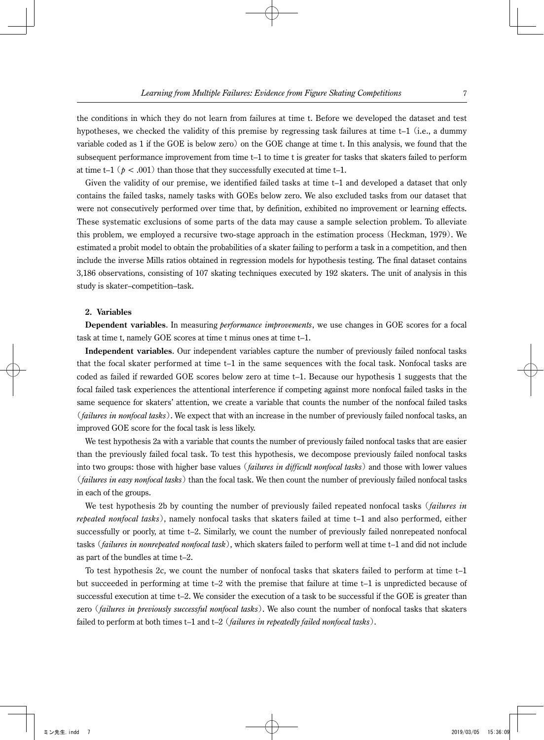the conditions in which they do not learn from failures at time t. Before we developed the dataset and test hypotheses, we checked the validity of this premise by regressing task failures at time t–1 (i.e., a dummy variable coded as 1 if the GOE is below zero) on the GOE change at time t. In this analysis, we found that the subsequent performance improvement from time t–1 to time t is greater for tasks that skaters failed to perform at time t–1 ($p < .001$) than those that they successfully executed at time t–1.

Given the validity of our premise, we identified failed tasks at time t–1 and developed a dataset that only contains the failed tasks, namely tasks with GOEs below zero. We also excluded tasks from our dataset that were not consecutively performed over time that, by definition, exhibited no improvement or learning effects. These systematic exclusions of some parts of the data may cause a sample selection problem. To alleviate this problem, we employed a recursive two-stage approach in the estimation process (Heckman, 1979). We estimated a probit model to obtain the probabilities of a skater failing to perform a task in a competition, and then include the inverse Mills ratios obtained in regression models for hypothesis testing. The final dataset contains 3,186 observations, consisting of 107 skating techniques executed by 192 skaters. The unit of analysis in this study is skater–competition–task.

### 2. Variables

**Dependent variables**. In measuring *performance improvements*, we use changes in GOE scores for a focal task at time t, namely GOE scores at time t minus ones at time t–1.

**Independent variables**. Our independent variables capture the number of previously failed nonfocal tasks that the focal skater performed at time t–1 in the same sequences with the focal task. Nonfocal tasks are coded as failed if rewarded GOE scores below zero at time t–1. Because our hypothesis 1 suggests that the focal failed task experiences the attentional interference if competing against more nonfocal failed tasks in the same sequence for skaters' attention, we create a variable that counts the number of the nonfocal failed tasks (*failures in nonfocal tasks*). We expect that with an increase in the number of previously failed nonfocal tasks, an improved GOE score for the focal task is less likely.

We test hypothesis 2a with a variable that counts the number of previously failed nonfocal tasks that are easier than the previously failed focal task. To test this hypothesis, we decompose previously failed nonfocal tasks into two groups: those with higher base values (*failures in difficult nonfocal tasks*) and those with lower values (*failures in easy nonfocal tasks*) than the focal task. We then count the number of previously failed nonfocal tasks in each of the groups.

We test hypothesis 2b by counting the number of previously failed repeated nonfocal tasks (*failures in repeated nonfocal tasks*), namely nonfocal tasks that skaters failed at time t–1 and also performed, either successfully or poorly, at time t–2. Similarly, we count the number of previously failed nonrepeated nonfocal tasks (*failures in nonrepeated nonfocal task*), which skaters failed to perform well at time t–1 and did not include as part of the bundles at time t–2.

To test hypothesis 2c, we count the number of nonfocal tasks that skaters failed to perform at time t–1 but succeeded in performing at time t–2 with the premise that failure at time t–1 is unpredicted because of successful execution at time t–2. We consider the execution of a task to be successful if the GOE is greater than zero (*failures in previously successful nonfocal tasks*). We also count the number of nonfocal tasks that skaters failed to perform at both times t–1 and t–2 (*failures in repeatedly failed nonfocal tasks*).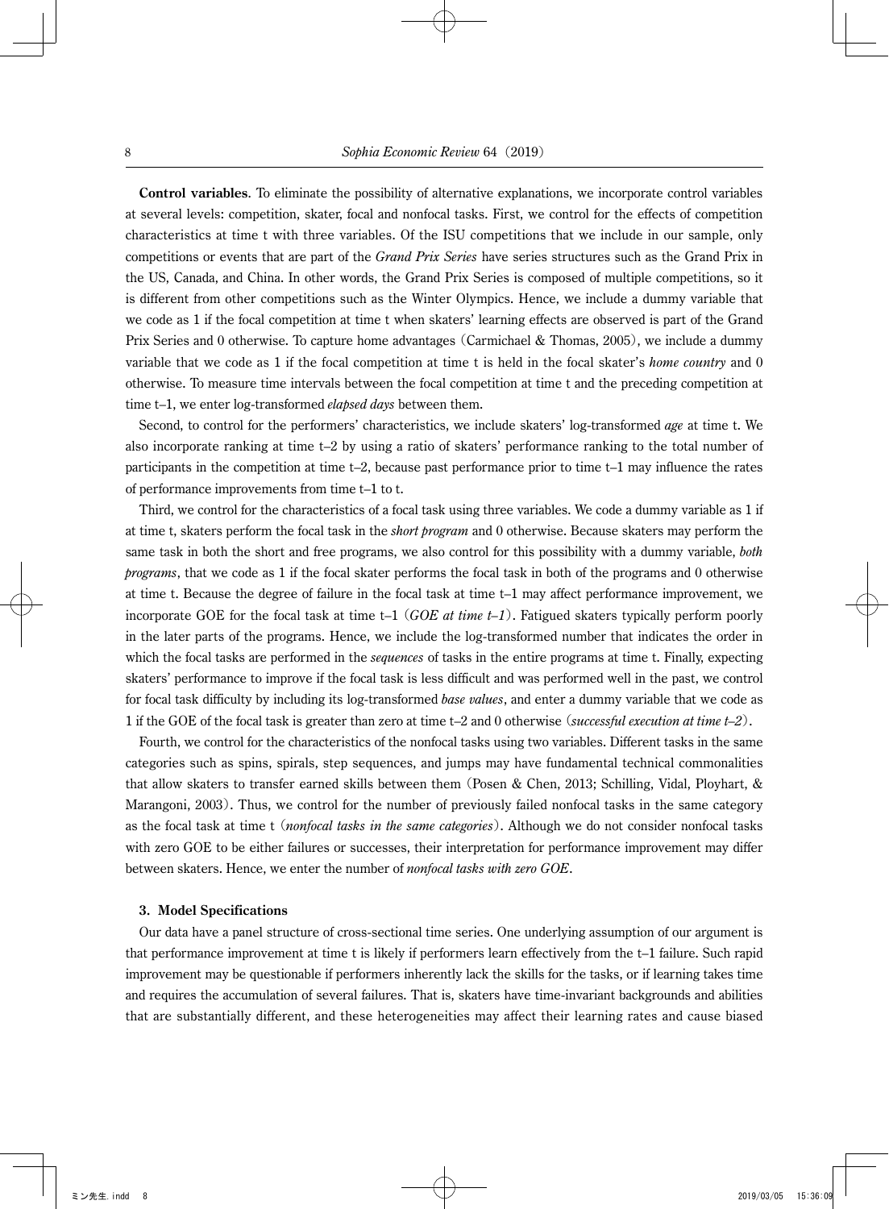**Control variables**. To eliminate the possibility of alternative explanations, we incorporate control variables at several levels: competition, skater, focal and nonfocal tasks. First, we control for the effects of competition characteristics at time t with three variables. Of the ISU competitions that we include in our sample, only competitions or events that are part of the *Grand Prix Series* have series structures such as the Grand Prix in the US, Canada, and China. In other words, the Grand Prix Series is composed of multiple competitions, so it is different from other competitions such as the Winter Olympics. Hence, we include a dummy variable that we code as 1 if the focal competition at time t when skaters' learning effects are observed is part of the Grand Prix Series and 0 otherwise. To capture home advantages (Carmichael & Thomas, 2005), we include a dummy variable that we code as 1 if the focal competition at time t is held in the focal skater's *home country* and 0 otherwise. To measure time intervals between the focal competition at time t and the preceding competition at time t–1, we enter log-transformed *elapsed days* between them.

Second, to control for the performers' characteristics, we include skaters' log-transformed *age* at time t. We also incorporate ranking at time t–2 by using a ratio of skaters' performance ranking to the total number of participants in the competition at time t–2, because past performance prior to time t–1 may influence the rates of performance improvements from time t–1 to t.

Third, we control for the characteristics of a focal task using three variables. We code a dummy variable as 1 if at time t, skaters perform the focal task in the *short program* and 0 otherwise. Because skaters may perform the same task in both the short and free programs, we also control for this possibility with a dummy variable, *both programs*, that we code as 1 if the focal skater performs the focal task in both of the programs and 0 otherwise at time t. Because the degree of failure in the focal task at time t–1 may affect performance improvement, we incorporate GOE for the focal task at time t–1 (*GOE at time t–1*). Fatigued skaters typically perform poorly in the later parts of the programs. Hence, we include the log-transformed number that indicates the order in which the focal tasks are performed in the *sequences* of tasks in the entire programs at time t. Finally, expecting skaters' performance to improve if the focal task is less difficult and was performed well in the past, we control for focal task difficulty by including its log-transformed *base values*, and enter a dummy variable that we code as 1 if the GOE of the focal task is greater than zero at time t–2 and 0 otherwise (*successful execution at time t–2*).

Fourth, we control for the characteristics of the nonfocal tasks using two variables. Different tasks in the same categories such as spins, spirals, step sequences, and jumps may have fundamental technical commonalities that allow skaters to transfer earned skills between them (Posen & Chen, 2013; Schilling, Vidal, Ployhart, & Marangoni, 2003). Thus, we control for the number of previously failed nonfocal tasks in the same category as the focal task at time t (*nonfocal tasks in the same categories*). Although we do not consider nonfocal tasks with zero GOE to be either failures or successes, their interpretation for performance improvement may differ between skaters. Hence, we enter the number of *nonfocal tasks with zero GOE*.

### 3. Model Specifications

Our data have a panel structure of cross-sectional time series. One underlying assumption of our argument is that performance improvement at time t is likely if performers learn effectively from the t–1 failure. Such rapid improvement may be questionable if performers inherently lack the skills for the tasks, or if learning takes time and requires the accumulation of several failures. That is, skaters have time-invariant backgrounds and abilities that are substantially different, and these heterogeneities may affect their learning rates and cause biased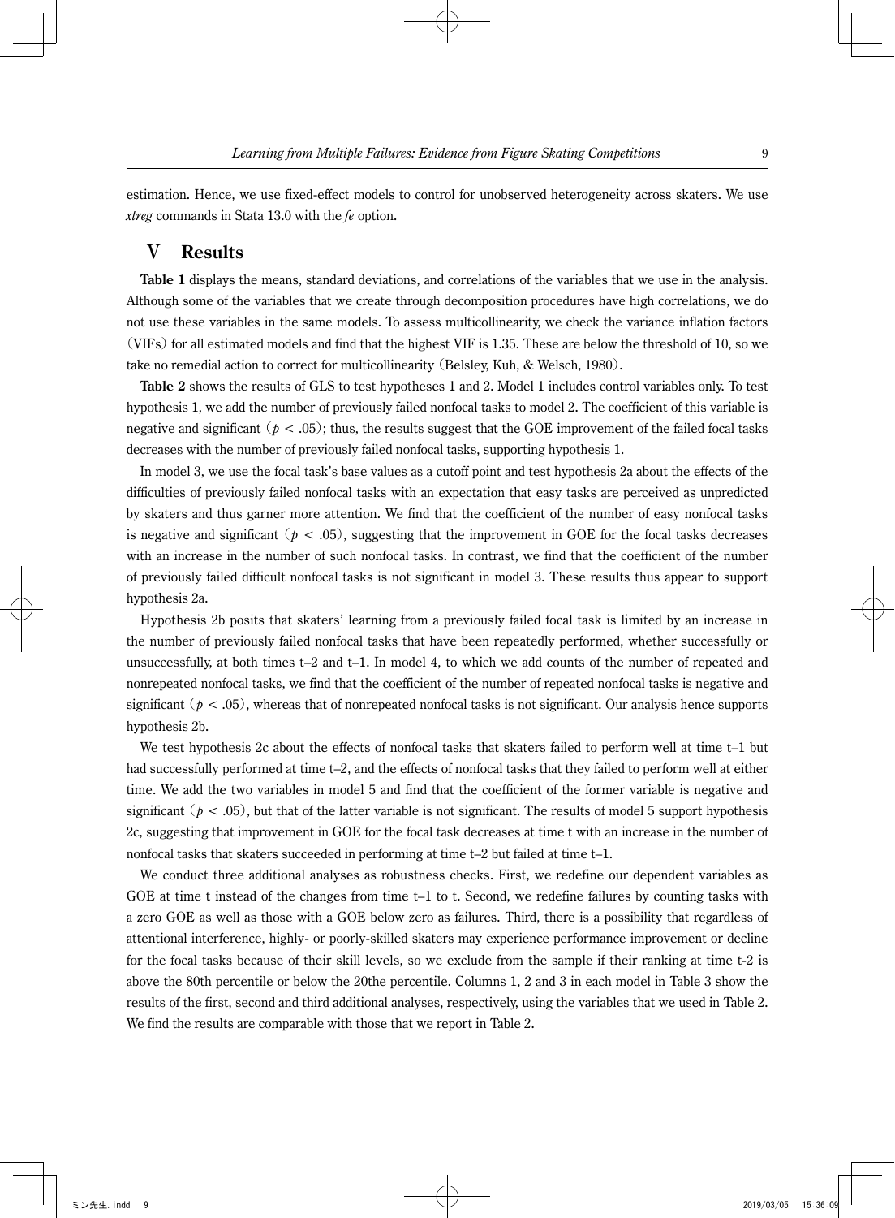estimation. Hence, we use fixed-effect models to control for unobserved heterogeneity across skaters. We use *xtreg* commands in Stata 13.0 with the *fe* option.

## V Results

**Table 1** displays the means, standard deviations, and correlations of the variables that we use in the analysis. Although some of the variables that we create through decomposition procedures have high correlations, we do not use these variables in the same models. To assess multicollinearity, we check the variance inflation factors (VIFs) for all estimated models and find that the highest VIF is 1.35. These are below the threshold of 10, so we take no remedial action to correct for multicollinearity (Belsley, Kuh, & Welsch, 1980).

**Table 2** shows the results of GLS to test hypotheses 1 and 2. Model 1 includes control variables only. To test hypothesis 1, we add the number of previously failed nonfocal tasks to model 2. The coefficient of this variable is negative and significant ($p < .05$); thus, the results suggest that the GOE improvement of the failed focal tasks decreases with the number of previously failed nonfocal tasks, supporting hypothesis 1.

In model 3, we use the focal task's base values as a cutoff point and test hypothesis 2a about the effects of the difficulties of previously failed nonfocal tasks with an expectation that easy tasks are perceived as unpredicted by skaters and thus garner more attention. We find that the coefficient of the number of easy nonfocal tasks is negative and significant ($p < .05$), suggesting that the improvement in GOE for the focal tasks decreases with an increase in the number of such nonfocal tasks. In contrast, we find that the coefficient of the number of previously failed difficult nonfocal tasks is not significant in model 3. These results thus appear to support hypothesis 2a.

Hypothesis 2b posits that skaters' learning from a previously failed focal task is limited by an increase in the number of previously failed nonfocal tasks that have been repeatedly performed, whether successfully or unsuccessfully, at both times t–2 and t–1. In model 4, to which we add counts of the number of repeated and nonrepeated nonfocal tasks, we find that the coefficient of the number of repeated nonfocal tasks is negative and significant ($p < .05$), whereas that of nonrepeated nonfocal tasks is not significant. Our analysis hence supports hypothesis 2b.

We test hypothesis 2c about the effects of nonfocal tasks that skaters failed to perform well at time t–1 but had successfully performed at time t–2, and the effects of nonfocal tasks that they failed to perform well at either time. We add the two variables in model 5 and find that the coefficient of the former variable is negative and significant ($p < .05$), but that of the latter variable is not significant. The results of model 5 support hypothesis 2c, suggesting that improvement in GOE for the focal task decreases at time t with an increase in the number of nonfocal tasks that skaters succeeded in performing at time t–2 but failed at time t–1.

We conduct three additional analyses as robustness checks. First, we redefine our dependent variables as GOE at time t instead of the changes from time t–1 to t. Second, we redefine failures by counting tasks with a zero GOE as well as those with a GOE below zero as failures. Third, there is a possibility that regardless of attentional interference, highly- or poorly-skilled skaters may experience performance improvement or decline for the focal tasks because of their skill levels, so we exclude from the sample if their ranking at time t-2 is above the 80th percentile or below the 20the percentile. Columns 1, 2 and 3 in each model in Table 3 show the results of the first, second and third additional analyses, respectively, using the variables that we used in Table 2. We find the results are comparable with those that we report in Table 2.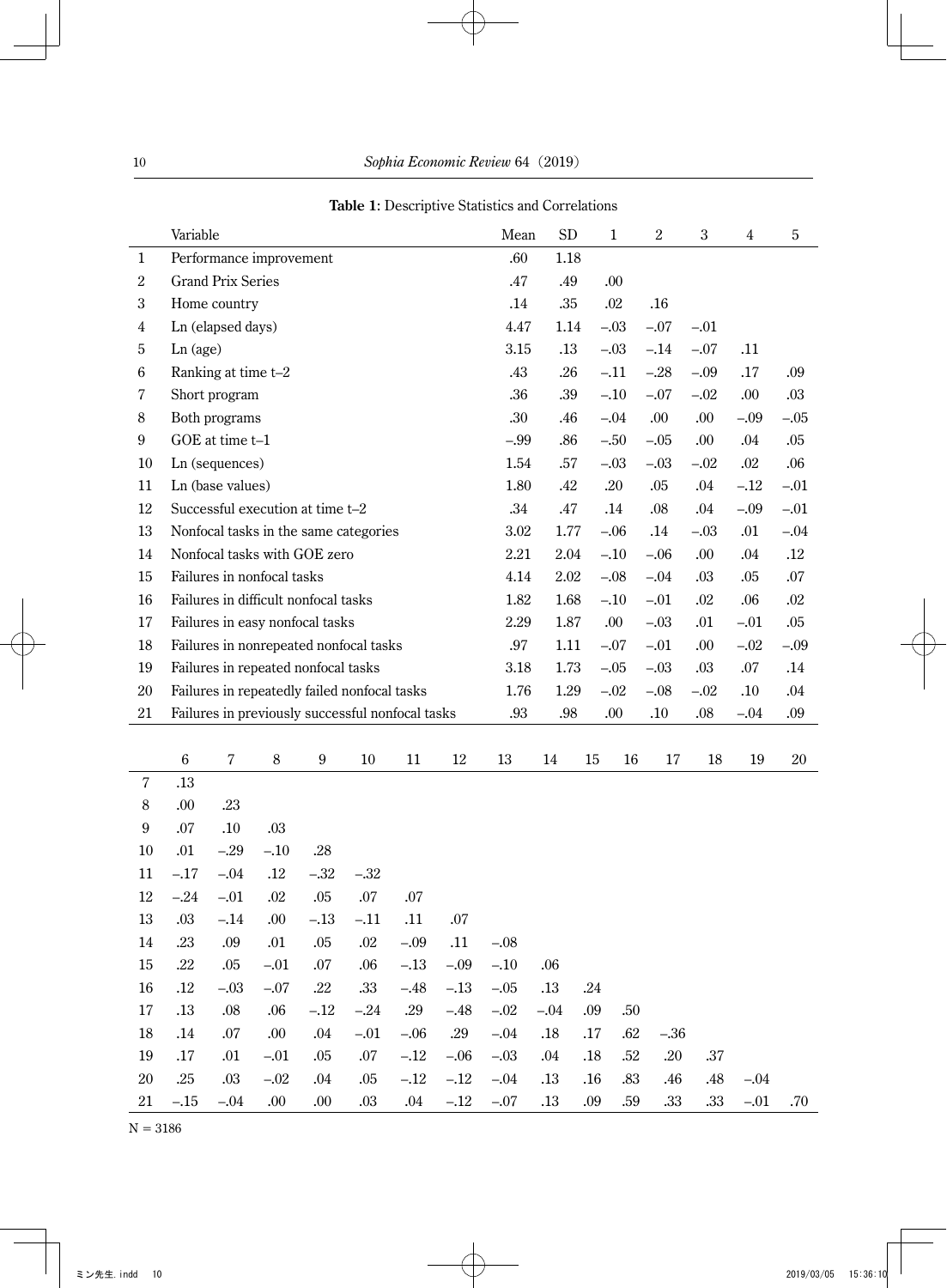**Table 1**: Descriptive Statistics and Correlations

| | Variable | Mean | SD | 1 | 2 | 3 | 4 | 5 |
|---|---|---|---|---|---|---|---|---|
| 1 | Performance improvement | .60 | 1.18 | | | | | |
| 2 | Grand Prix Series | .47 | .49 | .00 | | | | |
| 3 | Home country | .14 | .35 | .02 | .16 | | | |
| 4 | Ln (elapsed days) | 4.47 | 1.14 | –.03 | –.07 | –.01 | | |
| 5 | Ln (age) | 3.15 | .13 | –.03 | –.14 | –.07 | .11 | |
| 6 | Ranking at time t–2 | .43 | .26 | –.11 | –.28 | –.09 | .17 | .09 |
| 7 | Short program | .36 | .39 | –.10 | –.07 | –.02 | .00 | .03 |
| 8 | Both programs | .30 | .46 | –.04 | .00 | .00 | –.09 | –.05 |
| 9 | GOE at time t–1 | –.99 | .86 | –.50 | –.05 | .00 | .04 | .05 |
| 10 | Ln (sequences) | 1.54 | .57 | –.03 | –.03 | –.02 | .02 | .06 |
| 11 | Ln (base values) | 1.80 | .42 | .20 | .05 | .04 | –.12 | –.01 |
| 12 | Successful execution at time t–2 | .34 | .47 | .14 | .08 | .04 | –.09 | –.01 |
| 13 | Nonfocal tasks in the same categories | 3.02 | 1.77 | –.06 | .14 | –.03 | .01 | –.04 |
| 14 | Nonfocal tasks with GOE zero | 2.21 | 2.04 | –.10 | –.06 | .00 | .04 | .12 |
| 15 | Failures in nonfocal tasks | 4.14 | 2.02 | –.08 | –.04 | .03 | .05 | .07 |
| 16 | Failures in difficult nonfocal tasks | 1.82 | 1.68 | –.10 | –.01 | .02 | .06 | .02 |
| 17 | Failures in easy nonfocal tasks | 2.29 | 1.87 | .00 | –.03 | .01 | –.01 | .05 |
| 18 | Failures in nonrepeated nonfocal tasks | .97 | 1.11 | –.07 | –.01 | .00 | –.02 | –.09 |
| 19 | Failures in repeated nonfocal tasks | 3.18 | 1.73 | –.05 | –.03 | .03 | .07 | .14 |
| 20 | Failures in repeatedly failed nonfocal tasks | 1.76 | 1.29 | –.02 | –.08 | –.02 | .10 | .04 |
| 21 | Failures in previously successful nonfocal tasks | .93 | .98 | .00 | .10 | .08 | –.04 | .09 |

| | 6 | 7 | 8 | 9 | 10 | 11 | 12 | 13 | 14 | 15 | 16 | 17 | 18 | 19 | 20 |
|---|---|---|---|---|---|---|---|---|---|---|---|---|---|---|---|
| 7 | .13 | | | | | | | | | | | | | | |
| 8 | .00 | .23 | | | | | | | | | | | | | |
| 9 | .07 | .10 | .03 | | | | | | | | | | | | |
| 10 | .01 | –.29 | –.10 | .28 | | | | | | | | | | | |
| 11 | –.17 | –.04 | .12 | –.32 | –.32 | | | | | | | | | | |
| 12 | –.24 | –.01 | .02 | .05 | .07 | .07 | | | | | | | | | |
| 13 | .03 | –.14 | .00 | –.13 | –.11 | .11 | .07 | | | | | | | | |
| 14 | .23 | .09 | .01 | .05 | .02 | –.09 | .11 | –.08 | | | | | | | |
| 15 | .22 | .05 | –.01 | .07 | .06 | –.13 | –.09 | –.10 | .06 | | | | | | |
| 16 | .12 | –.03 | –.07 | .22 | .33 | –.48 | –.13 | –.05 | .13 | .24 | | | | | |
| 17 | .13 | .08 | .06 | –.12 | –.24 | .29 | –.48 | –.02 | –.04 | .09 | .50 | | | | |
| 18 | .14 | .07 | .00 | .04 | –.01 | –.06 | .29 | –.04 | .18 | .17 | .62 | –.36 | | | |
| 19 | .17 | .01 | –.01 | .05 | .07 | –.12 | –.06 | –.03 | .04 | .18 | .52 | .20 | .37 | | |
| 20 | .25 | .03 | –.02 | .04 | .05 | –.12 | –.12 | –.04 | .13 | .16 | .83 | .46 | .48 | –.04 | |
| 21 | –.15 | –.04 | .00 | .00 | .03 | .04 | –.12 | –.07 | .13 | .09 | .59 | .33 | .33 | –.01 | .70 |

N = 3186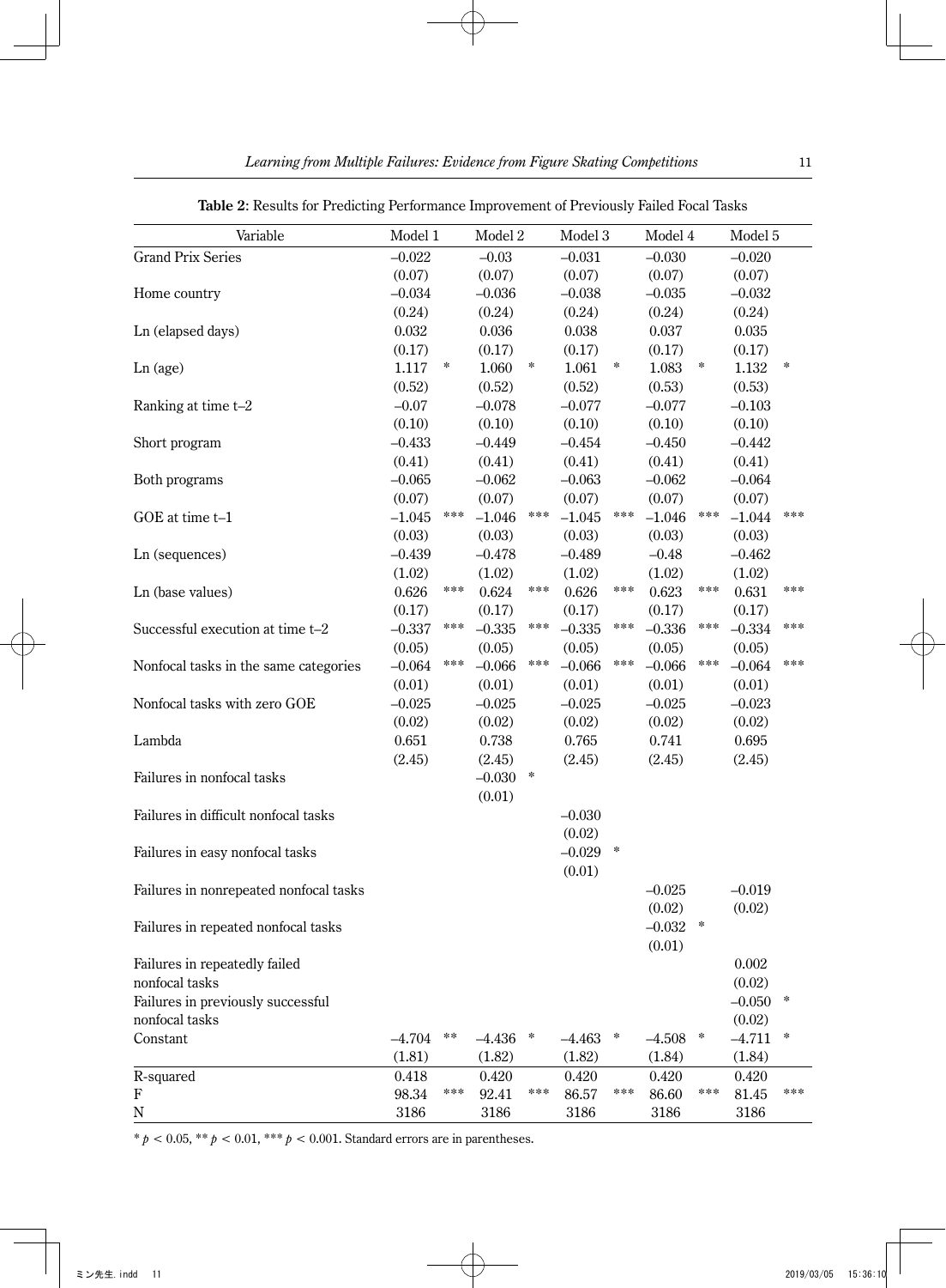**Table 2**: Results for Predicting Performance Improvement of Previously Failed Focal Tasks

| Variable | Model 1 | Model 2 | Model 3 | Model 4 | Model 5 |
|---|---|---|---|---|---|
| Grand Prix Series | –0.022 | –0.03 | –0.031 | –0.030 | –0.020 |
| | (0.07) | (0.07) | (0.07) | (0.07) | (0.07) |
| Home country | –0.034 | –0.036 | –0.038 | –0.035 | –0.032 |
| | (0.24) | (0.24) | (0.24) | (0.24) | (0.24) |
| Ln (elapsed days) | 0.032 | 0.036 | 0.038 | 0.037 | 0.035 |
| | (0.17) | (0.17) | (0.17) | (0.17) | (0.17) |
| Ln (age) | 1.117 * | 1.060 * | 1.061 * | 1.083 * | 1.132 * |
| | (0.52) | (0.52) | (0.52) | (0.53) | (0.53) |
| Ranking at time t–2 | –0.07 | –0.078 | –0.077 | –0.077 | –0.103 |
| | (0.10) | (0.10) | (0.10) | (0.10) | (0.10) |
| Short program | –0.433 | –0.449 | –0.454 | –0.450 | –0.442 |
| | (0.41) | (0.41) | (0.41) | (0.41) | (0.41) |
| Both programs | –0.065 | –0.062 | –0.063 | –0.062 | –0.064 |
| | (0.07) | (0.07) | (0.07) | (0.07) | (0.07) |
| GOE at time t–1 | –1.045 *** | –1.046 *** | –1.045 *** | –1.046 *** | –1.044 *** |
| | (0.03) | (0.03) | (0.03) | (0.03) | (0.03) |
| Ln (sequences) | –0.439 | –0.478 | –0.489 | –0.48 | –0.462 |
| | (1.02) | (1.02) | (1.02) | (1.02) | (1.02) |
| Ln (base values) | 0.626 *** | 0.624 *** | 0.626 *** | 0.623 *** | 0.631 *** |
| | (0.17) | (0.17) | (0.17) | (0.17) | (0.17) |
| Successful execution at time t–2 | –0.337 *** | –0.335 *** | –0.335 *** | –0.336 *** | –0.334 *** |
| | (0.05) | (0.05) | (0.05) | (0.05) | (0.05) |
| Nonfocal tasks in the same categories | –0.064 *** | –0.066 *** | –0.066 *** | –0.066 *** | –0.064 *** |
| | (0.01) | (0.01) | (0.01) | (0.01) | (0.01) |
| Nonfocal tasks with zero GOE | –0.025 | –0.025 | –0.025 | –0.025 | –0.023 |
| | (0.02) | (0.02) | (0.02) | (0.02) | (0.02) |
| Lambda | 0.651 | 0.738 | 0.765 | 0.741 | 0.695 |
| | (2.45) | (2.45) | (2.45) | (2.45) | (2.45) |
| Failures in nonfocal tasks | | –0.030 * | | | |
| | | (0.01) | | | |
| Failures in difficult nonfocal tasks | | | –0.030 | | |
| | | | (0.02) | | |
| Failures in easy nonfocal tasks | | | –0.029 * | | |
| | | | (0.01) | | |
| Failures in nonrepeated nonfocal tasks | | | | –0.025 | –0.019 |
| | | | | (0.02) | (0.02) |
| Failures in repeated nonfocal tasks | | | | –0.032 * | |
| | | | | (0.01) | |
| Failures in repeatedly failed nonfocal tasks | | | | | 0.002 |
| | | | | | (0.02) |
| Failures in previously successful nonfocal tasks | | | | | –0.050 * |
| | | | | | (0.02) |
| Constant | –4.704 ** | –4.436 * | –4.463 * | –4.508 * | –4.711 * |
| | (1.81) | (1.82) | (1.82) | (1.84) | (1.84) |
| R-squared | 0.418 | 0.420 | 0.420 | 0.420 | 0.420 |
| F | 98.34 *** | 92.41 *** | 86.57 *** | 86.60 *** | 81.45 *** |
| N | 3186 | 3186 | 3186 | 3186 | 3186 |

* $p < 0.05$, ** $p < 0.01$, *** $p < 0.001$. Standard errors are in parentheses.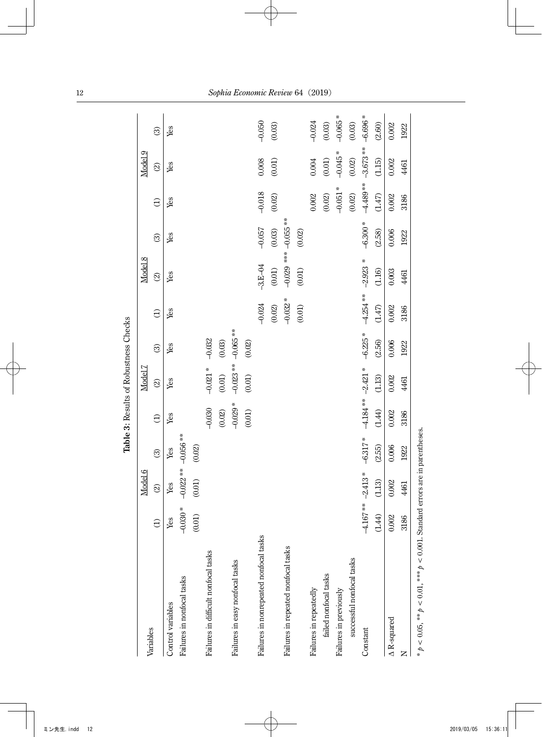**Table 3:** Results of Robustness Checks

| Variables | Model 6 (1) | Model 6 (2) | Model 6 (3) | Model 7 (1) | Model 7 (2) | Model 7 (3) | Model 8 (1) | Model 8 (2) | Model 8 (3) | Model 9 (1) | Model 9 (2) | Model 9 (3) |
|---|---|---|---|---|---|---|---|---|---|---|---|---|
| Control variables | Yes | Yes | Yes | Yes | Yes | Yes | Yes | Yes | Yes | Yes | Yes | Yes |
| Failures in nonfocal tasks | –0.030 * | –0.022 ** | –0.056 ** | | | | | | | | | |
| | (0.01) | (0.01) | (0.02) | | | | | | | | | |
| Failures in difficult nonfocal tasks | | | | –0.030 | –0.021 * | –0.032 | | | | | | |
| | | | | (0.02) | (0.01) | (0.03) | | | | | | |
| Failures in easy nonfocal tasks | | | | –0.029 * | –0.023 ** | –0.065 ** | | | | | | |
| | | | | (0.01) | (0.01) | (0.02) | | | | | | |
| Failures in nonrepeated nonfocal tasks | | | | | | | –0.024 | –3.E-04 | –0.057 | –0.018 | 0.008 | –0.050 |
| | | | | | | | (0.02) | (0.01) | (0.03) | (0.02) | (0.01) | (0.03) |
| Failures in repeated nonfocal tasks | | | | | | | –0.032 * | –0.029 *** | –0.055 ** | | | |
| | | | | | | | (0.01) | (0.01) | (0.02) | | | |
| Failures in repeatedly failed nonfocal tasks | | | | | | | | | | 0.002 | 0.004 | –0.024 |
| | | | | | | | | | | (0.02) | (0.01) | (0.03) |
| Failures in previously successful nonfocal tasks | | | | | | | | | | –0.051 * | –0.045 * | –0.065 * |
| | | | | | | | | | | (0.02) | (0.02) | (0.03) |
| Constant | –4.167 ** | –2.413 * | –6.317 * | –4.184 ** | –2.421 * | –6.225 * | –4.254 ** | –2.923 * | –6.300 * | –4.489 ** | –3.673 ** | –6.696 * |
| | (1.44) | (1.13) | (2.55) | (1.44) | (1.13) | (2.56) | (1.47) | (1.16) | (2.58) | (1.47) | (1.15) | (2.60) |
| Δ R-squared | 0.002 | 0.002 | 0.006 | 0.002 | 0.002 | 0.006 | 0.002 | 0.003 | 0.006 | 0.002 | 0.002 | 0.002 |
| N | 3186 | 4461 | 1922 | 3186 | 4461 | 1922 | 3186 | 4461 | 1922 | 3186 | 4461 | 1922 |

* $p < 0.05$, ** $p < 0.01$, *** $p < 0.001$. Standard errors are in parentheses.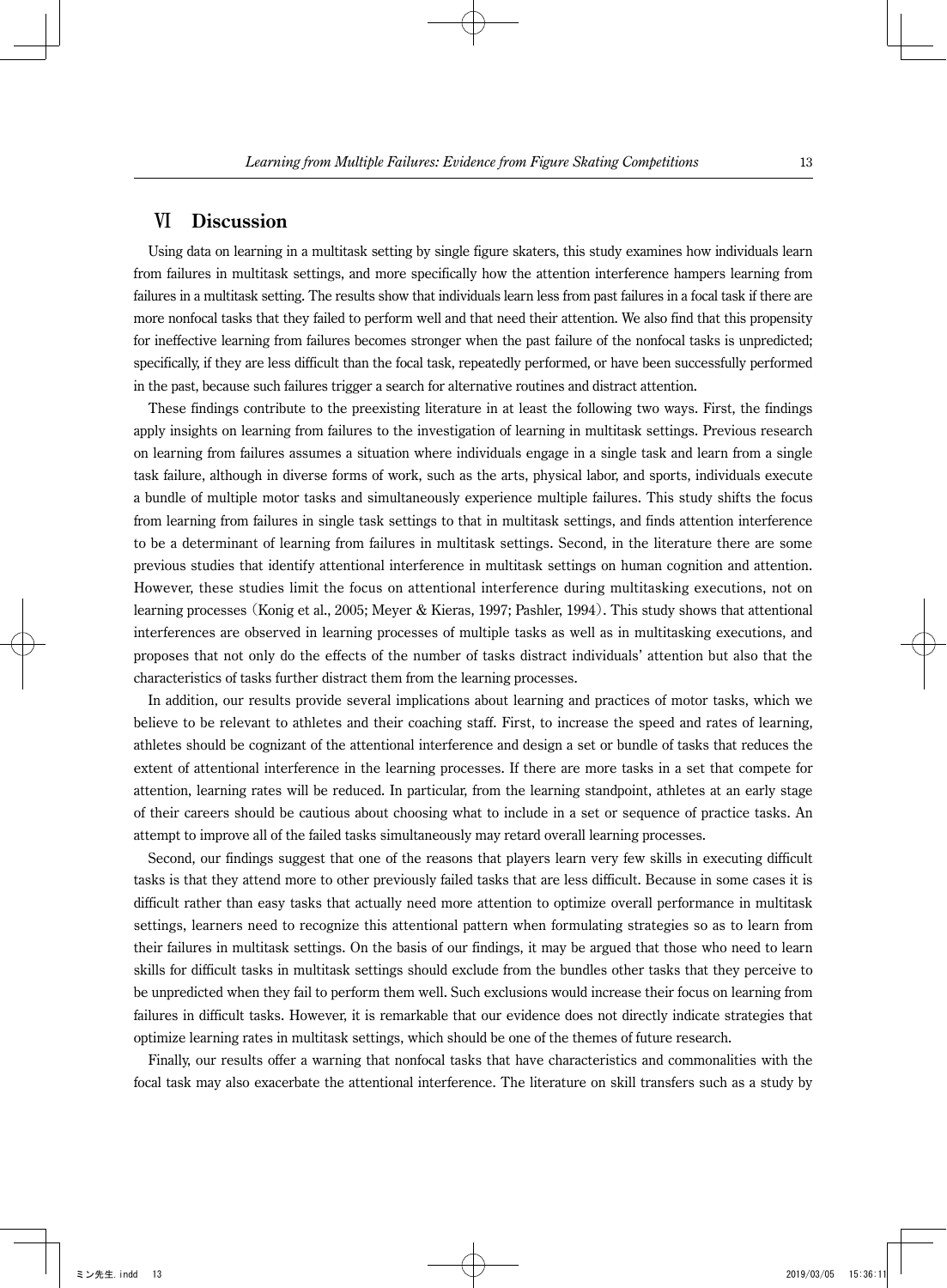## Ⅵ Discussion

Using data on learning in a multitask setting by single figure skaters, this study examines how individuals learn from failures in multitask settings, and more specifically how the attention interference hampers learning from failures in a multitask setting. The results show that individuals learn less from past failures in a focal task if there are more nonfocal tasks that they failed to perform well and that need their attention. We also find that this propensity for ineffective learning from failures becomes stronger when the past failure of the nonfocal tasks is unpredicted; specifically, if they are less difficult than the focal task, repeatedly performed, or have been successfully performed in the past, because such failures trigger a search for alternative routines and distract attention.

These findings contribute to the preexisting literature in at least the following two ways. First, the findings apply insights on learning from failures to the investigation of learning in multitask settings. Previous research on learning from failures assumes a situation where individuals engage in a single task and learn from a single task failure, although in diverse forms of work, such as the arts, physical labor, and sports, individuals execute a bundle of multiple motor tasks and simultaneously experience multiple failures. This study shifts the focus from learning from failures in single task settings to that in multitask settings, and finds attention interference to be a determinant of learning from failures in multitask settings. Second, in the literature there are some previous studies that identify attentional interference in multitask settings on human cognition and attention. However, these studies limit the focus on attentional interference during multitasking executions, not on learning processes (Konig et al., 2005; Meyer & Kieras, 1997; Pashler, 1994). This study shows that attentional interferences are observed in learning processes of multiple tasks as well as in multitasking executions, and proposes that not only do the effects of the number of tasks distract individuals' attention but also that the characteristics of tasks further distract them from the learning processes.

In addition, our results provide several implications about learning and practices of motor tasks, which we believe to be relevant to athletes and their coaching staff. First, to increase the speed and rates of learning, athletes should be cognizant of the attentional interference and design a set or bundle of tasks that reduces the extent of attentional interference in the learning processes. If there are more tasks in a set that compete for attention, learning rates will be reduced. In particular, from the learning standpoint, athletes at an early stage of their careers should be cautious about choosing what to include in a set or sequence of practice tasks. An attempt to improve all of the failed tasks simultaneously may retard overall learning processes.

Second, our findings suggest that one of the reasons that players learn very few skills in executing difficult tasks is that they attend more to other previously failed tasks that are less difficult. Because in some cases it is difficult rather than easy tasks that actually need more attention to optimize overall performance in multitask settings, learners need to recognize this attentional pattern when formulating strategies so as to learn from their failures in multitask settings. On the basis of our findings, it may be argued that those who need to learn skills for difficult tasks in multitask settings should exclude from the bundles other tasks that they perceive to be unpredicted when they fail to perform them well. Such exclusions would increase their focus on learning from failures in difficult tasks. However, it is remarkable that our evidence does not directly indicate strategies that optimize learning rates in multitask settings, which should be one of the themes of future research.

Finally, our results offer a warning that nonfocal tasks that have characteristics and commonalities with the focal task may also exacerbate the attentional interference. The literature on skill transfers such as a study by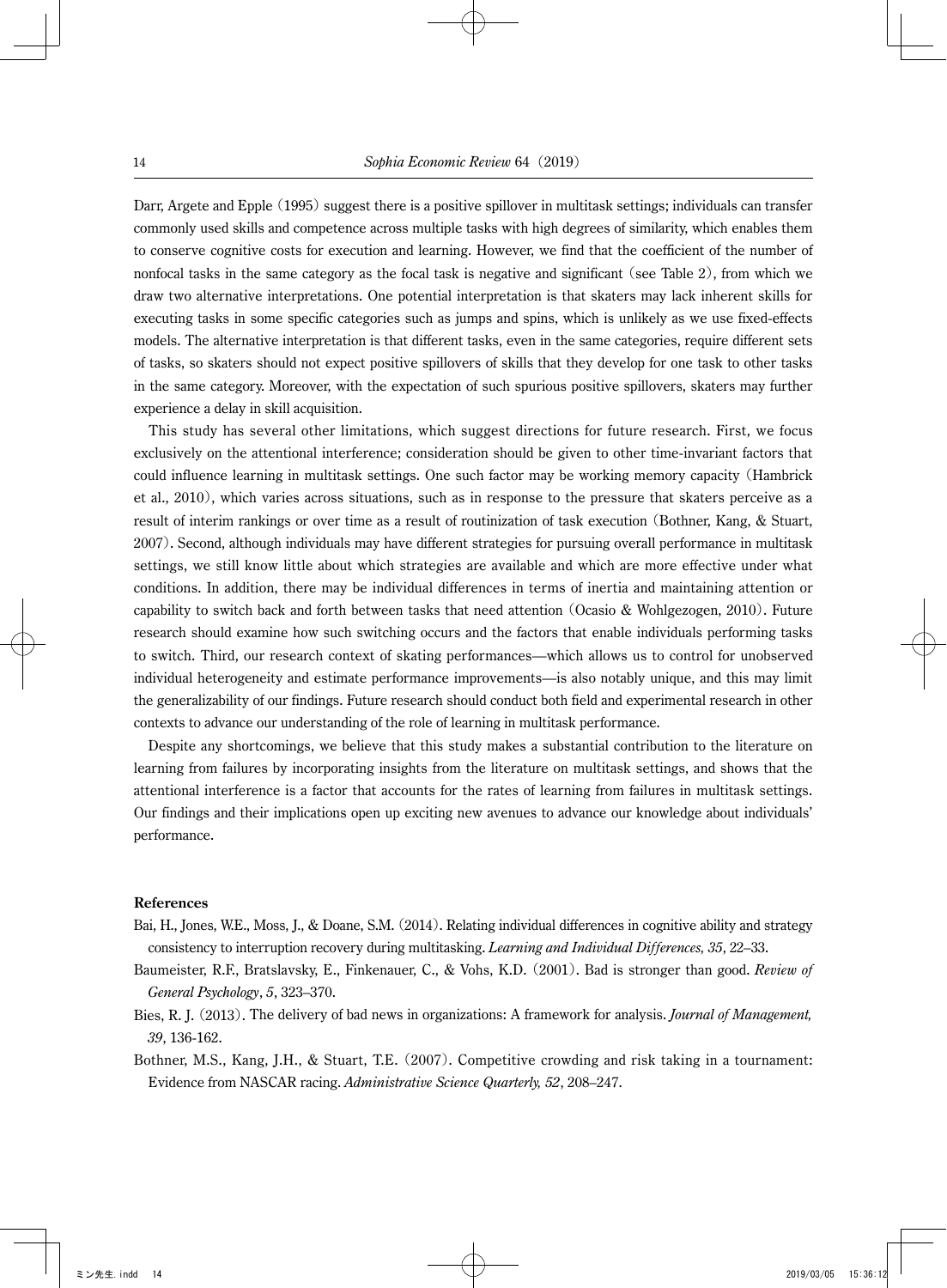Darr, Argete and Epple (1995) suggest there is a positive spillover in multitask settings; individuals can transfer commonly used skills and competence across multiple tasks with high degrees of similarity, which enables them to conserve cognitive costs for execution and learning. However, we find that the coefficient of the number of nonfocal tasks in the same category as the focal task is negative and significant (see Table 2), from which we draw two alternative interpretations. One potential interpretation is that skaters may lack inherent skills for executing tasks in some specific categories such as jumps and spins, which is unlikely as we use fixed-effects models. The alternative interpretation is that different tasks, even in the same categories, require different sets of tasks, so skaters should not expect positive spillovers of skills that they develop for one task to other tasks in the same category. Moreover, with the expectation of such spurious positive spillovers, skaters may further experience a delay in skill acquisition.

This study has several other limitations, which suggest directions for future research. First, we focus exclusively on the attentional interference; consideration should be given to other time-invariant factors that could influence learning in multitask settings. One such factor may be working memory capacity (Hambrick et al., 2010), which varies across situations, such as in response to the pressure that skaters perceive as a result of interim rankings or over time as a result of routinization of task execution (Bothner, Kang, & Stuart, 2007). Second, although individuals may have different strategies for pursuing overall performance in multitask settings, we still know little about which strategies are available and which are more effective under what conditions. In addition, there may be individual differences in terms of inertia and maintaining attention or capability to switch back and forth between tasks that need attention (Ocasio & Wohlgezogen, 2010). Future research should examine how such switching occurs and the factors that enable individuals performing tasks to switch. Third, our research context of skating performances—which allows us to control for unobserved individual heterogeneity and estimate performance improvements—is also notably unique, and this may limit the generalizability of our findings. Future research should conduct both field and experimental research in other contexts to advance our understanding of the role of learning in multitask performance.

Despite any shortcomings, we believe that this study makes a substantial contribution to the literature on learning from failures by incorporating insights from the literature on multitask settings, and shows that the attentional interference is a factor that accounts for the rates of learning from failures in multitask settings. Our findings and their implications open up exciting new avenues to advance our knowledge about individuals' performance.

**References**

Bai, H., Jones, W.E., Moss, J., & Doane, S.M. (2014). Relating individual differences in cognitive ability and strategy consistency to interruption recovery during multitasking. *Learning and Individual Differences, 35*, 22–33.

Baumeister, R.F., Bratslavsky, E., Finkenauer, C., & Vohs, K.D. (2001). Bad is stronger than good. *Review of General Psychology*, *5*, 323–370.

Bies, R. J. (2013). The delivery of bad news in organizations: A framework for analysis. *Journal of Management, 39*, 136-162.

Bothner, M.S., Kang, J.H., & Stuart, T.E. (2007). Competitive crowding and risk taking in a tournament: Evidence from NASCAR racing. *Administrative Science Quarterly, 52*, 208–247.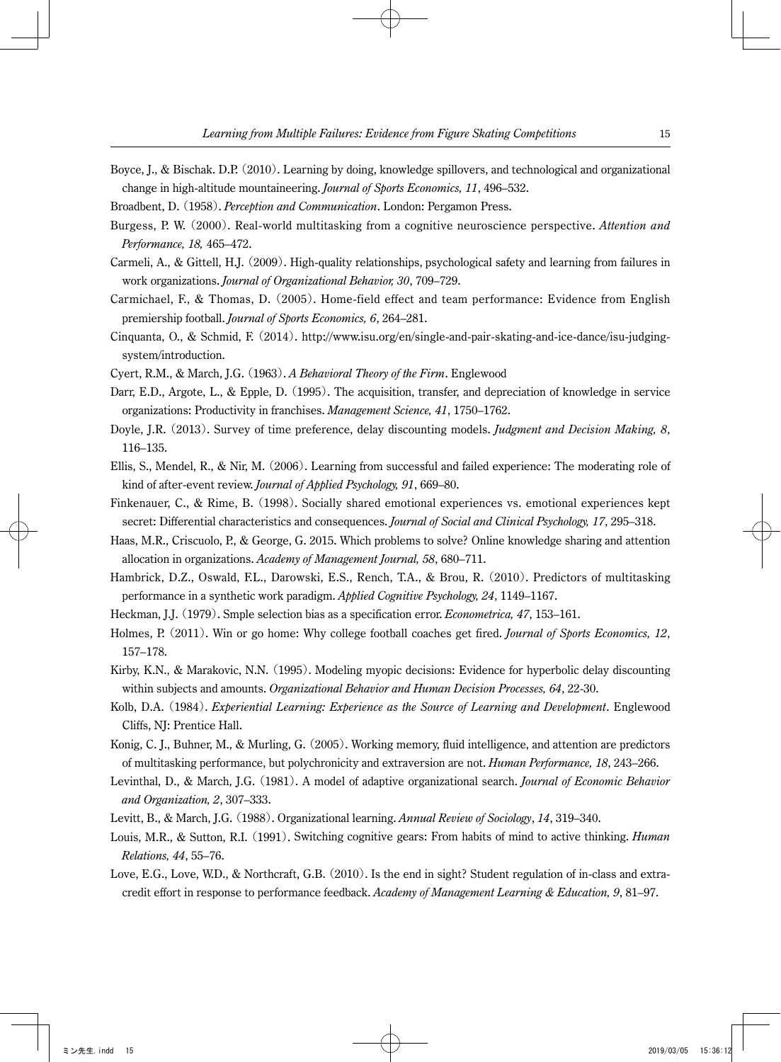Boyce, J., & Bischak. D.P. (2010). Learning by doing, knowledge spillovers, and technological and organizational change in high-altitude mountaineering. *Journal of Sports Economics, 11*, 496–532.

Broadbent, D. (1958). *Perception and Communication*. London: Pergamon Press.

Burgess, P. W. (2000). Real-world multitasking from a cognitive neuroscience perspective. *Attention and Performance, 18,* 465–472.

Carmeli, A., & Gittell, H.J. (2009). High-quality relationships, psychological safety and learning from failures in work organizations. *Journal of Organizational Behavior, 30*, 709–729.

Carmichael, F., & Thomas, D. (2005). Home-field effect and team performance: Evidence from English premiership football. *Journal of Sports Economics, 6*, 264–281.

Cinquanta, O., & Schmid, F. (2014). http://www.isu.org/en/single-and-pair-skating-and-ice-dance/isu-judging-system/introduction.

Cyert, R.M., & March, J.G. (1963). *A Behavioral Theory of the Firm*. Englewood

Darr, E.D., Argote, L., & Epple, D. (1995). The acquisition, transfer, and depreciation of knowledge in service organizations: Productivity in franchises. *Management Science, 41*, 1750–1762.

Doyle, J.R. (2013). Survey of time preference, delay discounting models. *Judgment and Decision Making, 8*, 116–135.

Ellis, S., Mendel, R., & Nir, M. (2006). Learning from successful and failed experience: The moderating role of kind of after-event review. *Journal of Applied Psychology, 91*, 669–80.

Finkenauer, C., & Rime, B. (1998). Socially shared emotional experiences vs. emotional experiences kept secret: Differential characteristics and consequences. *Journal of Social and Clinical Psychology, 17*, 295–318.

Haas, M.R., Criscuolo, P., & George, G. 2015. Which problems to solve? Online knowledge sharing and attention allocation in organizations. *Academy of Management Journal, 58*, 680–711.

Hambrick, D.Z., Oswald, F.L., Darowski, E.S., Rench, T.A., & Brou, R. (2010). Predictors of multitasking performance in a synthetic work paradigm. *Applied Cognitive Psychology, 24*, 1149–1167.

Heckman, J.J. (1979). Smple selection bias as a specification error. *Econometrica, 47*, 153–161.

Holmes, P. (2011). Win or go home: Why college football coaches get fired. *Journal of Sports Economics, 12*, 157–178.

Kirby, K.N., & Marakovic, N.N. (1995). Modeling myopic decisions: Evidence for hyperbolic delay discounting within subjects and amounts. *Organizational Behavior and Human Decision Processes, 64*, 22-30.

Kolb, D.A. (1984). *Experiential Learning: Experience as the Source of Learning and Development*. Englewood Cliffs, NJ: Prentice Hall.

Konig, C. J., Buhner, M., & Murling, G. (2005). Working memory, fluid intelligence, and attention are predictors of multitasking performance, but polychronicity and extraversion are not. *Human Performance, 18*, 243–266.

Levinthal, D., & March, J.G. (1981). A model of adaptive organizational search. *Journal of Economic Behavior and Organization, 2*, 307–333.

Levitt, B., & March, J.G. (1988). Organizational learning. *Annual Review of Sociology*, *14*, 319–340.

Louis, M.R., & Sutton, R.I. (1991). Switching cognitive gears: From habits of mind to active thinking. *Human Relations, 44*, 55–76.

Love, E.G., Love, W.D., & Northcraft, G.B. (2010). Is the end in sight? Student regulation of in-class and extra-credit effort in response to performance feedback. *Academy of Management Learning & Education, 9*, 81–97.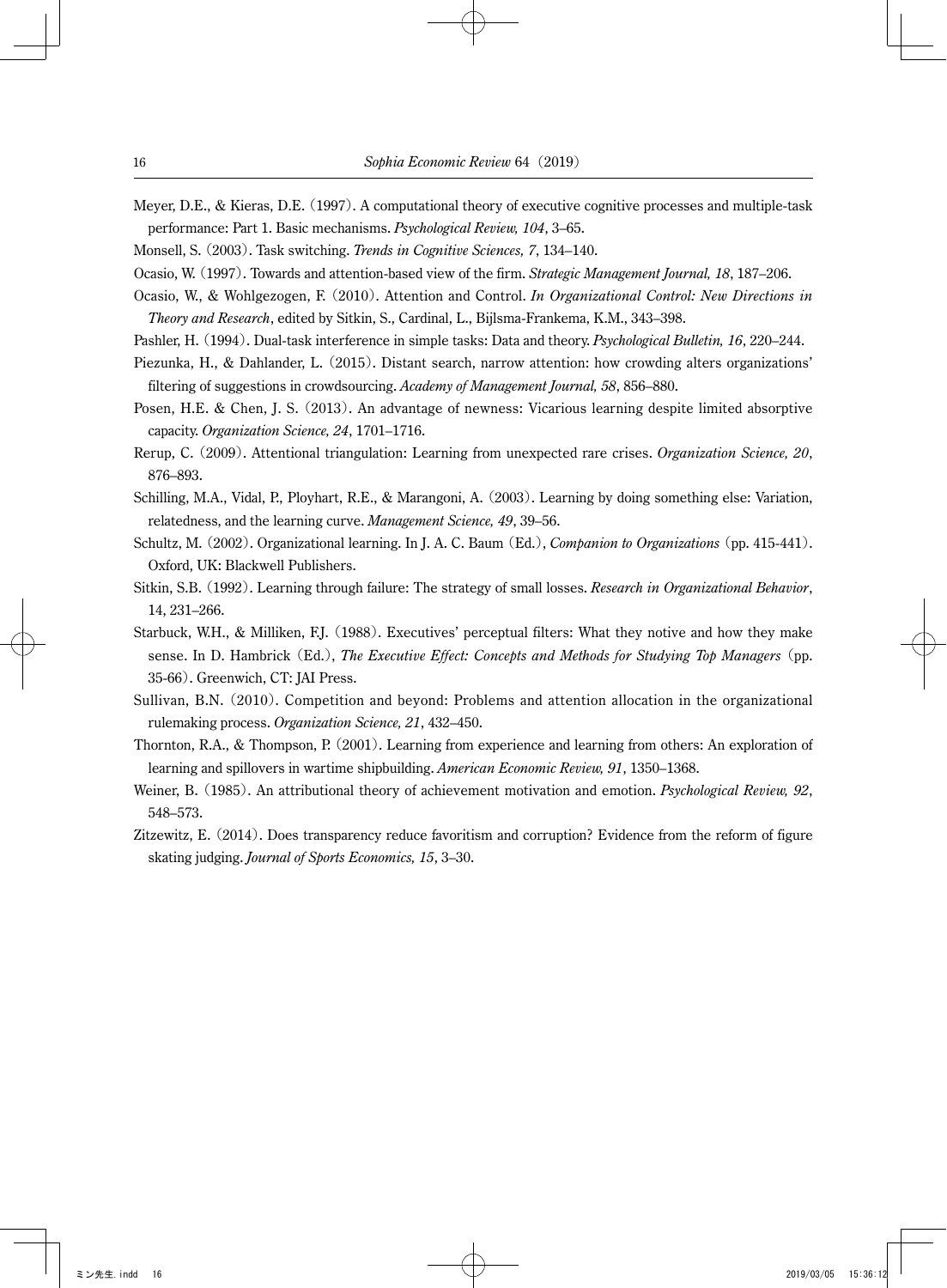Meyer, D.E., & Kieras, D.E. (1997). A computational theory of executive cognitive processes and multiple-task performance: Part 1. Basic mechanisms. *Psychological Review, 104*, 3–65.

Monsell, S. (2003). Task switching. *Trends in Cognitive Sciences, 7*, 134–140.

Ocasio, W. (1997). Towards and attention-based view of the firm. *Strategic Management Journal, 18*, 187–206.

Ocasio, W., & Wohlgezogen, F. (2010). Attention and Control. *In Organizational Control: New Directions in Theory and Research*, edited by Sitkin, S., Cardinal, L., Bijlsma-Frankema, K.M., 343–398.

Pashler, H. (1994). Dual-task interference in simple tasks: Data and theory. *Psychological Bulletin, 16*, 220–244.

Piezunka, H., & Dahlander, L. (2015). Distant search, narrow attention: how crowding alters organizations' filtering of suggestions in crowdsourcing. *Academy of Management Journal, 58*, 856–880.

Posen, H.E. & Chen, J. S. (2013). An advantage of newness: Vicarious learning despite limited absorptive capacity. *Organization Science, 24*, 1701–1716.

Rerup, C. (2009). Attentional triangulation: Learning from unexpected rare crises. *Organization Science, 20*, 876–893.

Schilling, M.A., Vidal, P., Ployhart, R.E., & Marangoni, A. (2003). Learning by doing something else: Variation, relatedness, and the learning curve. *Management Science, 49*, 39–56.

Schultz, M. (2002). Organizational learning. In J. A. C. Baum (Ed.), *Companion to Organizations* (pp. 415-441). Oxford, UK: Blackwell Publishers.

Sitkin, S.B. (1992). Learning through failure: The strategy of small losses. *Research in Organizational Behavior*, 14, 231–266.

Starbuck, W.H., & Milliken, F.J. (1988). Executives' perceptual filters: What they notive and how they make sense. In D. Hambrick (Ed.), *The Executive Effect: Concepts and Methods for Studying Top Managers* (pp. 35-66). Greenwich, CT: JAI Press.

Sullivan, B.N. (2010). Competition and beyond: Problems and attention allocation in the organizational rulemaking process. *Organization Science, 21*, 432–450.

Thornton, R.A., & Thompson, P. (2001). Learning from experience and learning from others: An exploration of learning and spillovers in wartime shipbuilding. *American Economic Review, 91*, 1350–1368.

Weiner, B. (1985). An attributional theory of achievement motivation and emotion. *Psychological Review, 92*, 548–573.

Zitzewitz, E. (2014). Does transparency reduce favoritism and corruption? Evidence from the reform of figure skating judging. *Journal of Sports Economics, 15*, 3–30.